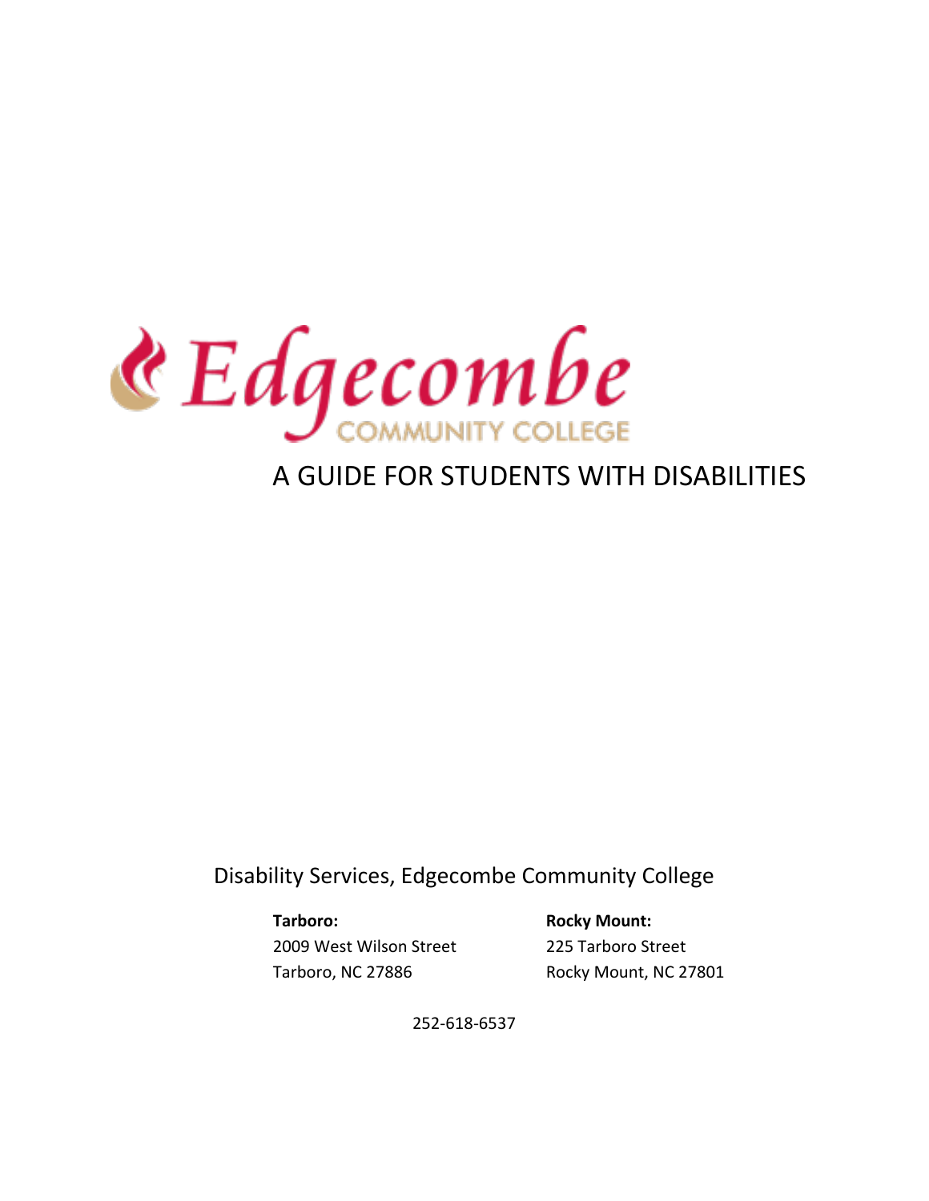# Edgecombe COMMUNITY COLLEGE

# A GUIDE FOR STUDENTS WITH DISABILITIES

Disability Services, Edgecombe Community College

**Tarboro:**
2009 West Wilson Street
Tarboro, NC 27886

**Rocky Mount:**
225 Tarboro Street
Rocky Mount, NC 27801

252-618-6537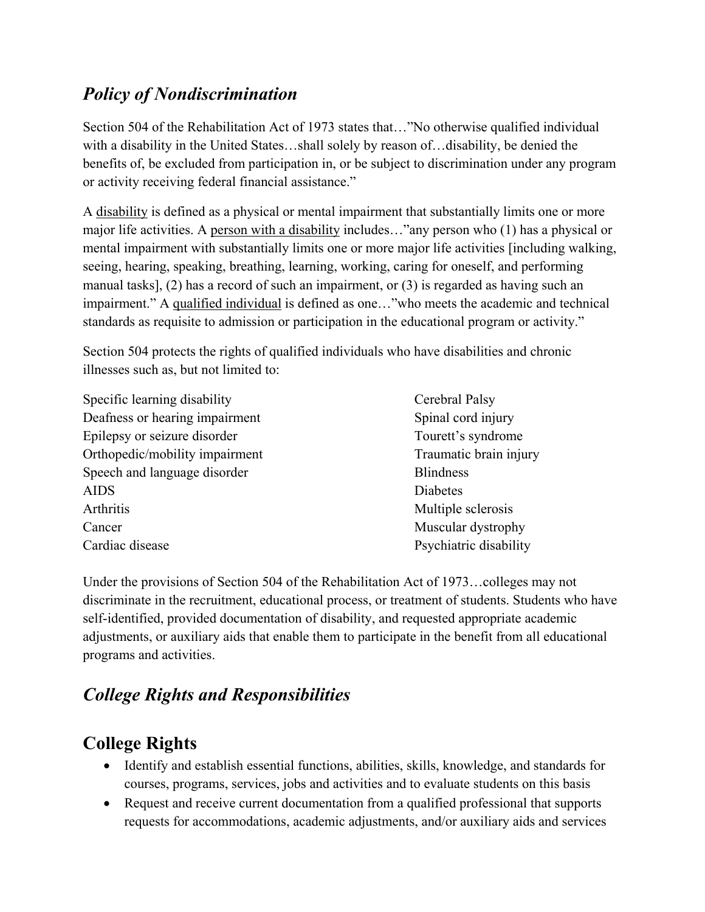## *Policy of Nondiscrimination*

Section 504 of the Rehabilitation Act of 1973 states that…"No otherwise qualified individual with a disability in the United States…shall solely by reason of…disability, be denied the benefits of, be excluded from participation in, or be subject to discrimination under any program or activity receiving federal financial assistance."

A <u>disability</u> is defined as a physical or mental impairment that substantially limits one or more major life activities. A <u>person with a disability</u> includes…"any person who (1) has a physical or mental impairment with substantially limits one or more major life activities [including walking, seeing, hearing, speaking, breathing, learning, working, caring for oneself, and performing manual tasks], (2) has a record of such an impairment, or (3) is regarded as having such an impairment." A <u>qualified individual</u> is defined as one…"who meets the academic and technical standards as requisite to admission or participation in the educational program or activity."

Section 504 protects the rights of qualified individuals who have disabilities and chronic illnesses such as, but not limited to:

Specific learning disability
Deafness or hearing impairment
Epilepsy or seizure disorder
Orthopedic/mobility impairment
Speech and language disorder
AIDS
Arthritis
Cancer
Cardiac disease
Cerebral Palsy
Spinal cord injury
Tourett's syndrome
Traumatic brain injury
Blindness
Diabetes
Multiple sclerosis
Muscular dystrophy
Psychiatric disability

Under the provisions of Section 504 of the Rehabilitation Act of 1973…colleges may not discriminate in the recruitment, educational process, or treatment of students. Students who have self-identified, provided documentation of disability, and requested appropriate academic adjustments, or auxiliary aids that enable them to participate in the benefit from all educational programs and activities.

## *College Rights and Responsibilities*

## College Rights

- Identify and establish essential functions, abilities, skills, knowledge, and standards for courses, programs, services, jobs and activities and to evaluate students on this basis
- Request and receive current documentation from a qualified professional that supports requests for accommodations, academic adjustments, and/or auxiliary aids and services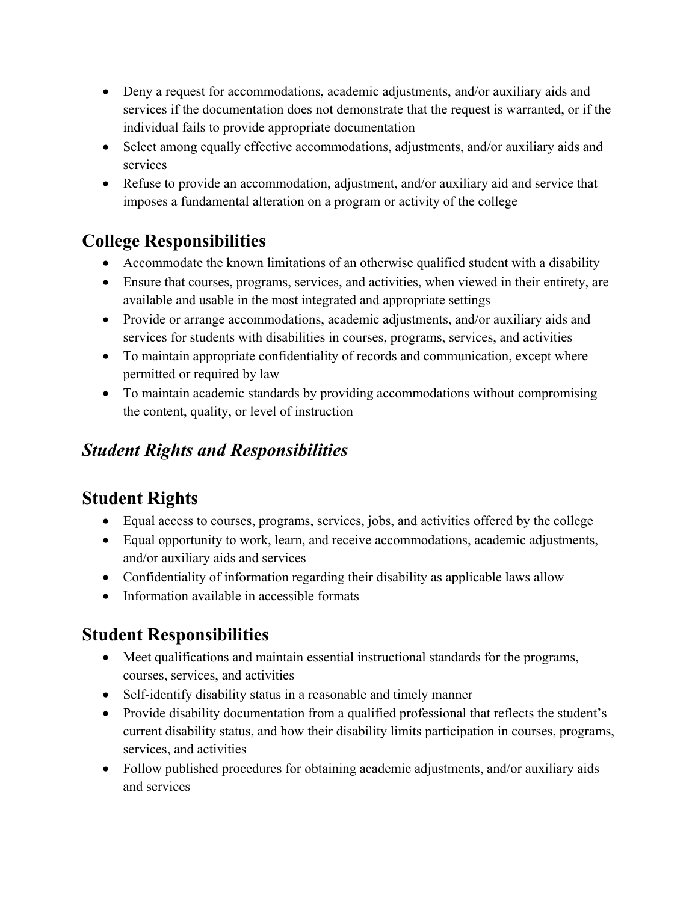- Deny a request for accommodations, academic adjustments, and/or auxiliary aids and services if the documentation does not demonstrate that the request is warranted, or if the individual fails to provide appropriate documentation
- Select among equally effective accommodations, adjustments, and/or auxiliary aids and services
- Refuse to provide an accommodation, adjustment, and/or auxiliary aid and service that imposes a fundamental alteration on a program or activity of the college

## College Responsibilities

- Accommodate the known limitations of an otherwise qualified student with a disability
- Ensure that courses, programs, services, and activities, when viewed in their entirety, are available and usable in the most integrated and appropriate settings
- Provide or arrange accommodations, academic adjustments, and/or auxiliary aids and services for students with disabilities in courses, programs, services, and activities
- To maintain appropriate confidentiality of records and communication, except where permitted or required by law
- To maintain academic standards by providing accommodations without compromising the content, quality, or level of instruction

## *Student Rights and Responsibilities*

## Student Rights

- Equal access to courses, programs, services, jobs, and activities offered by the college
- Equal opportunity to work, learn, and receive accommodations, academic adjustments, and/or auxiliary aids and services
- Confidentiality of information regarding their disability as applicable laws allow
- Information available in accessible formats

## Student Responsibilities

- Meet qualifications and maintain essential instructional standards for the programs, courses, services, and activities
- Self-identify disability status in a reasonable and timely manner
- Provide disability documentation from a qualified professional that reflects the student's current disability status, and how their disability limits participation in courses, programs, services, and activities
- Follow published procedures for obtaining academic adjustments, and/or auxiliary aids and services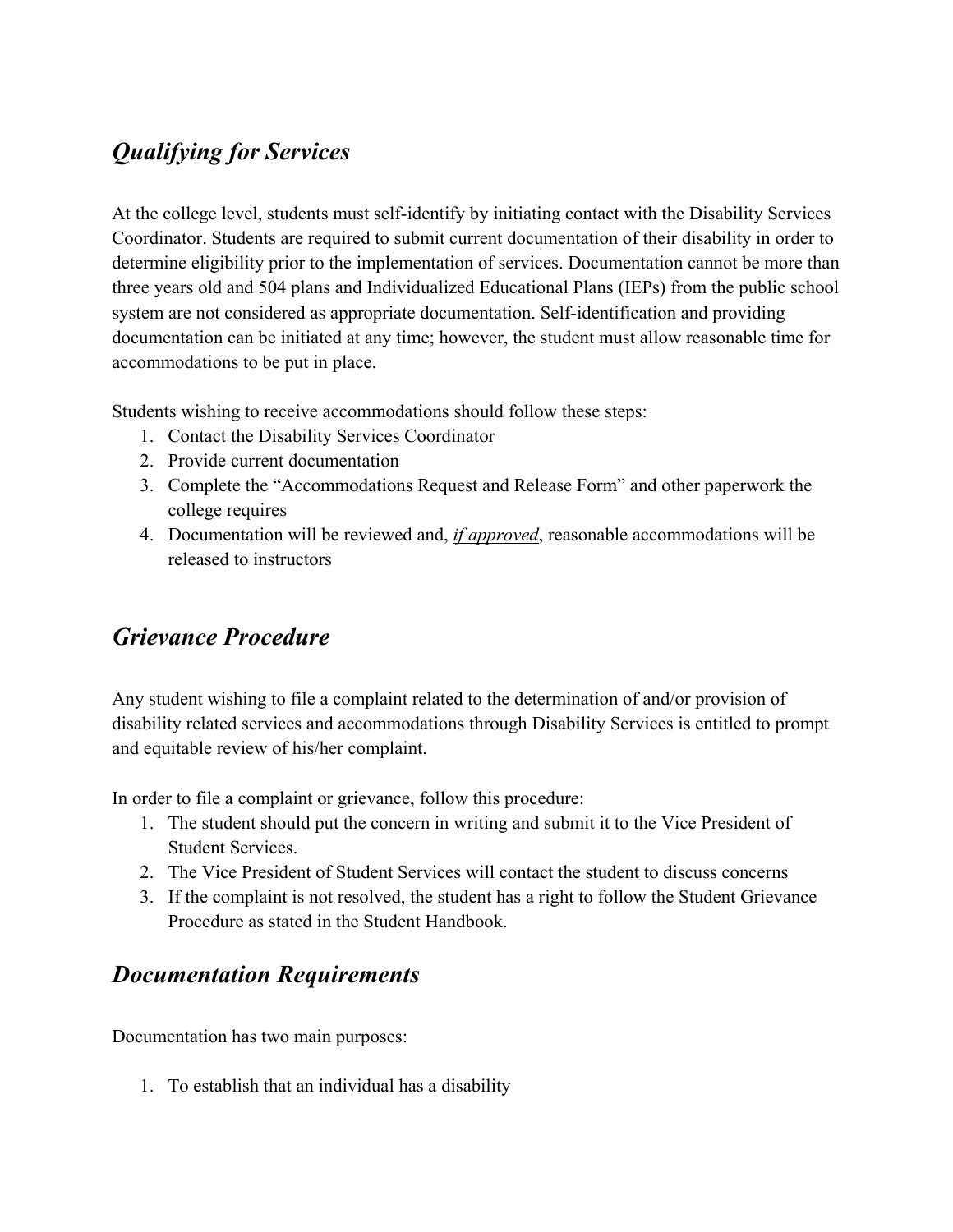## *Qualifying for Services*

At the college level, students must self-identify by initiating contact with the Disability Services Coordinator. Students are required to submit current documentation of their disability in order to determine eligibility prior to the implementation of services. Documentation cannot be more than three years old and 504 plans and Individualized Educational Plans (IEPs) from the public school system are not considered as appropriate documentation. Self-identification and providing documentation can be initiated at any time; however, the student must allow reasonable time for accommodations to be put in place.

Students wishing to receive accommodations should follow these steps:

1. Contact the Disability Services Coordinator
2. Provide current documentation
3. Complete the "Accommodations Request and Release Form" and other paperwork the college requires
4. Documentation will be reviewed and, <u>*if approved*</u>, reasonable accommodations will be released to instructors

## *Grievance Procedure*

Any student wishing to file a complaint related to the determination of and/or provision of disability related services and accommodations through Disability Services is entitled to prompt and equitable review of his/her complaint.

In order to file a complaint or grievance, follow this procedure:

1. The student should put the concern in writing and submit it to the Vice President of Student Services.
2. The Vice President of Student Services will contact the student to discuss concerns
3. If the complaint is not resolved, the student has a right to follow the Student Grievance Procedure as stated in the Student Handbook.

## *Documentation Requirements*

Documentation has two main purposes:

1. To establish that an individual has a disability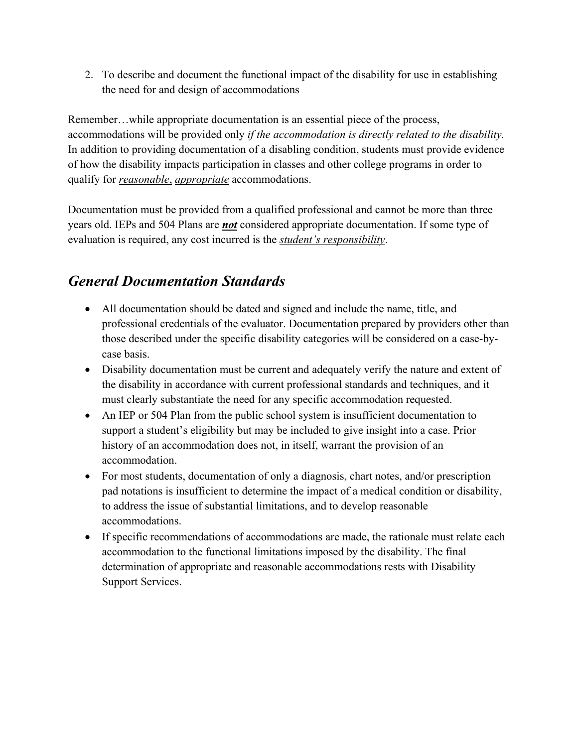2. To describe and document the functional impact of the disability for use in establishing the need for and design of accommodations

Remember…while appropriate documentation is an essential piece of the process, accommodations will be provided only *if the accommodation is directly related to the disability.* In addition to providing documentation of a disabling condition, students must provide evidence of how the disability impacts participation in classes and other college programs in order to qualify for <u>*reasonable*</u>, <u>*appropriate*</u> accommodations.

Documentation must be provided from a qualified professional and cannot be more than three years old. IEPs and 504 Plans are <u>***not***</u> considered appropriate documentation. If some type of evaluation is required, any cost incurred is the <u>*student's responsibility*</u>.

## *General Documentation Standards*

- All documentation should be dated and signed and include the name, title, and professional credentials of the evaluator. Documentation prepared by providers other than those described under the specific disability categories will be considered on a case-by-case basis.
- Disability documentation must be current and adequately verify the nature and extent of the disability in accordance with current professional standards and techniques, and it must clearly substantiate the need for any specific accommodation requested.
- An IEP or 504 Plan from the public school system is insufficient documentation to support a student's eligibility but may be included to give insight into a case. Prior history of an accommodation does not, in itself, warrant the provision of an accommodation.
- For most students, documentation of only a diagnosis, chart notes, and/or prescription pad notations is insufficient to determine the impact of a medical condition or disability, to address the issue of substantial limitations, and to develop reasonable accommodations.
- If specific recommendations of accommodations are made, the rationale must relate each accommodation to the functional limitations imposed by the disability. The final determination of appropriate and reasonable accommodations rests with Disability Support Services.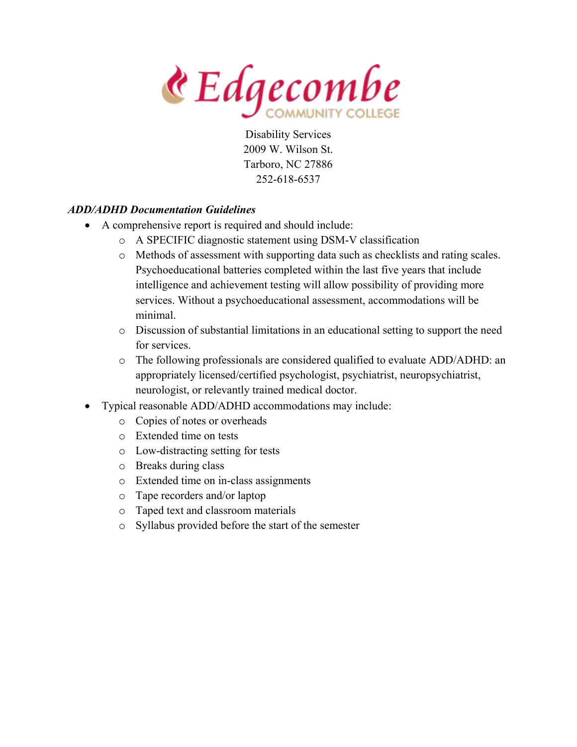Edgecombe COMMUNITY COLLEGE

Disability Services
2009 W. Wilson St.
Tarboro, NC 27886
252-618-6537

***ADD/ADHD Documentation Guidelines***

- A comprehensive report is required and should include:
  - A SPECIFIC diagnostic statement using DSM-V classification
  - Methods of assessment with supporting data such as checklists and rating scales. Psychoeducational batteries completed within the last five years that include intelligence and achievement testing will allow possibility of providing more services. Without a psychoeducational assessment, accommodations will be minimal.
  - Discussion of substantial limitations in an educational setting to support the need for services.
  - The following professionals are considered qualified to evaluate ADD/ADHD: an appropriately licensed/certified psychologist, psychiatrist, neuropsychiatrist, neurologist, or relevantly trained medical doctor.
- Typical reasonable ADD/ADHD accommodations may include:
  - Copies of notes or overheads
  - Extended time on tests
  - Low-distracting setting for tests
  - Breaks during class
  - Extended time on in-class assignments
  - Tape recorders and/or laptop
  - Taped text and classroom materials
  - Syllabus provided before the start of the semester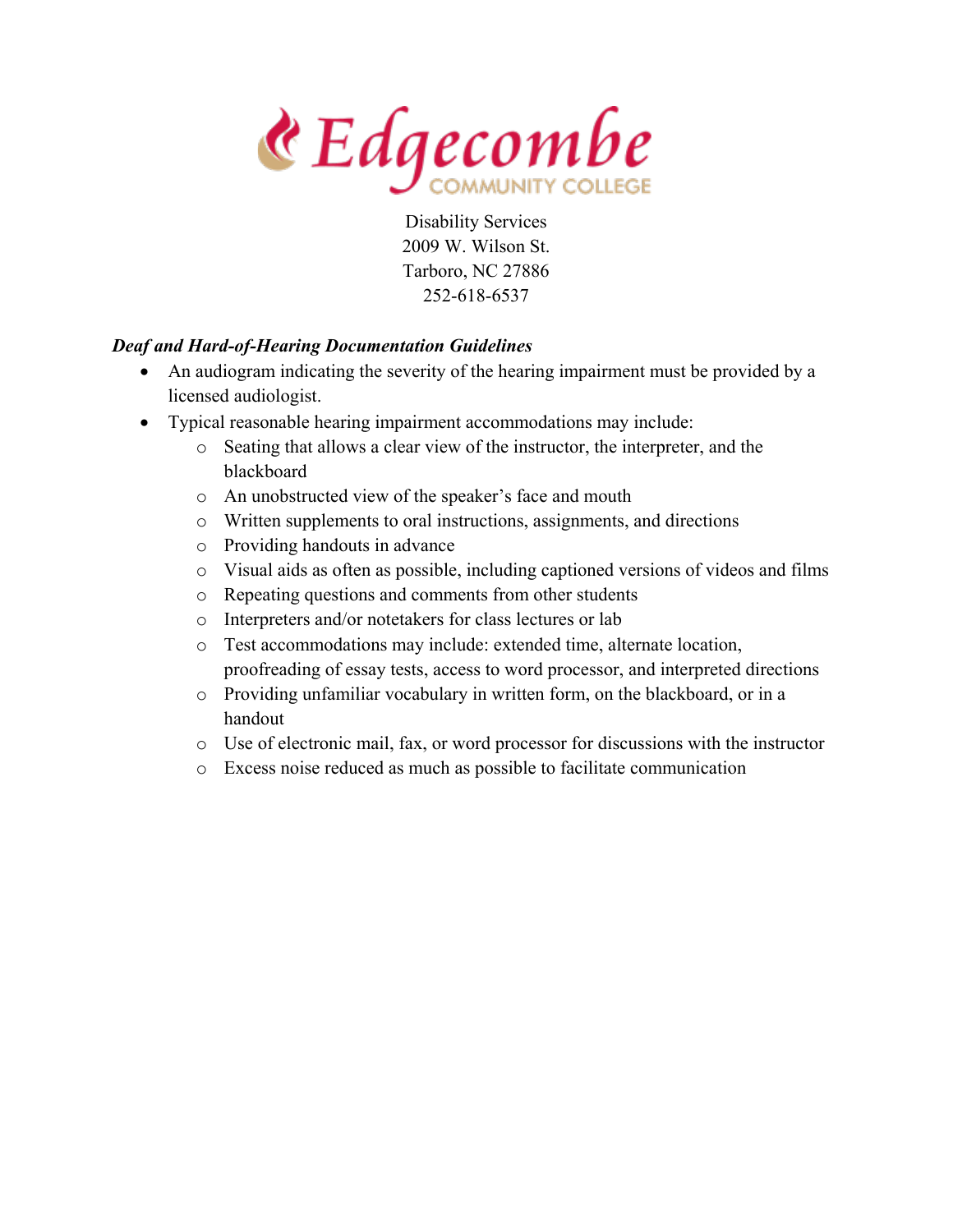Edgecombe COMMUNITY COLLEGE

Disability Services
2009 W. Wilson St.
Tarboro, NC 27886
252-618-6537

***Deaf and Hard-of-Hearing Documentation Guidelines***

- An audiogram indicating the severity of the hearing impairment must be provided by a licensed audiologist.
- Typical reasonable hearing impairment accommodations may include:
  - Seating that allows a clear view of the instructor, the interpreter, and the blackboard
  - An unobstructed view of the speaker's face and mouth
  - Written supplements to oral instructions, assignments, and directions
  - Providing handouts in advance
  - Visual aids as often as possible, including captioned versions of videos and films
  - Repeating questions and comments from other students
  - Interpreters and/or notetakers for class lectures or lab
  - Test accommodations may include: extended time, alternate location, proofreading of essay tests, access to word processor, and interpreted directions
  - Providing unfamiliar vocabulary in written form, on the blackboard, or in a handout
  - Use of electronic mail, fax, or word processor for discussions with the instructor
  - Excess noise reduced as much as possible to facilitate communication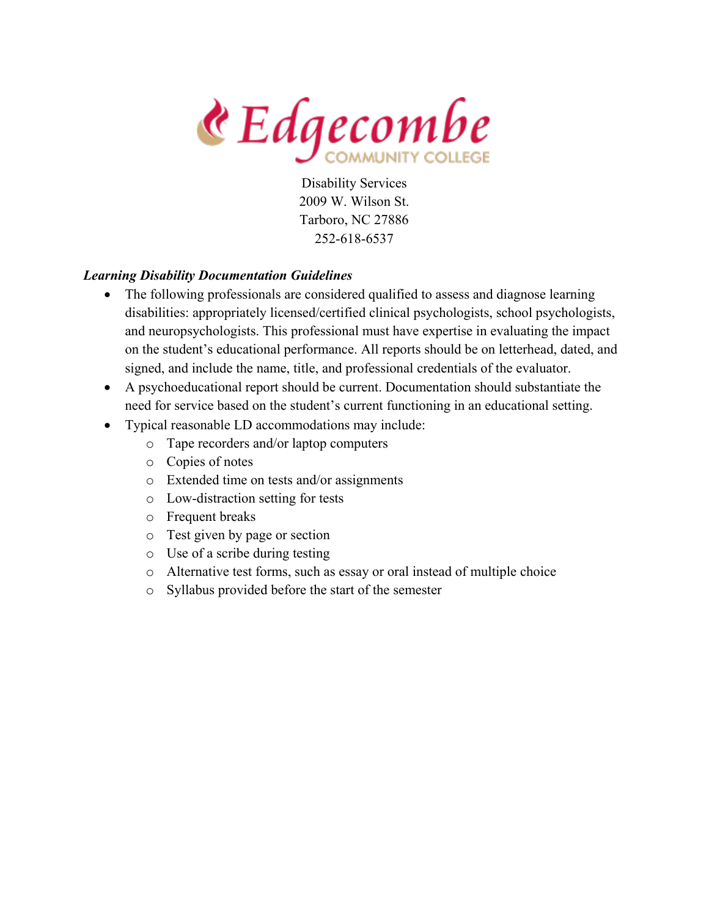Edgecombe COMMUNITY COLLEGE

Disability Services
2009 W. Wilson St.
Tarboro, NC 27886
252-618-6537

***Learning Disability Documentation Guidelines***

- The following professionals are considered qualified to assess and diagnose learning disabilities: appropriately licensed/certified clinical psychologists, school psychologists, and neuropsychologists. This professional must have expertise in evaluating the impact on the student's educational performance. All reports should be on letterhead, dated, and signed, and include the name, title, and professional credentials of the evaluator.
- A psychoeducational report should be current. Documentation should substantiate the need for service based on the student's current functioning in an educational setting.
- Typical reasonable LD accommodations may include:
  - Tape recorders and/or laptop computers
  - Copies of notes
  - Extended time on tests and/or assignments
  - Low-distraction setting for tests
  - Frequent breaks
  - Test given by page or section
  - Use of a scribe during testing
  - Alternative test forms, such as essay or oral instead of multiple choice
  - Syllabus provided before the start of the semester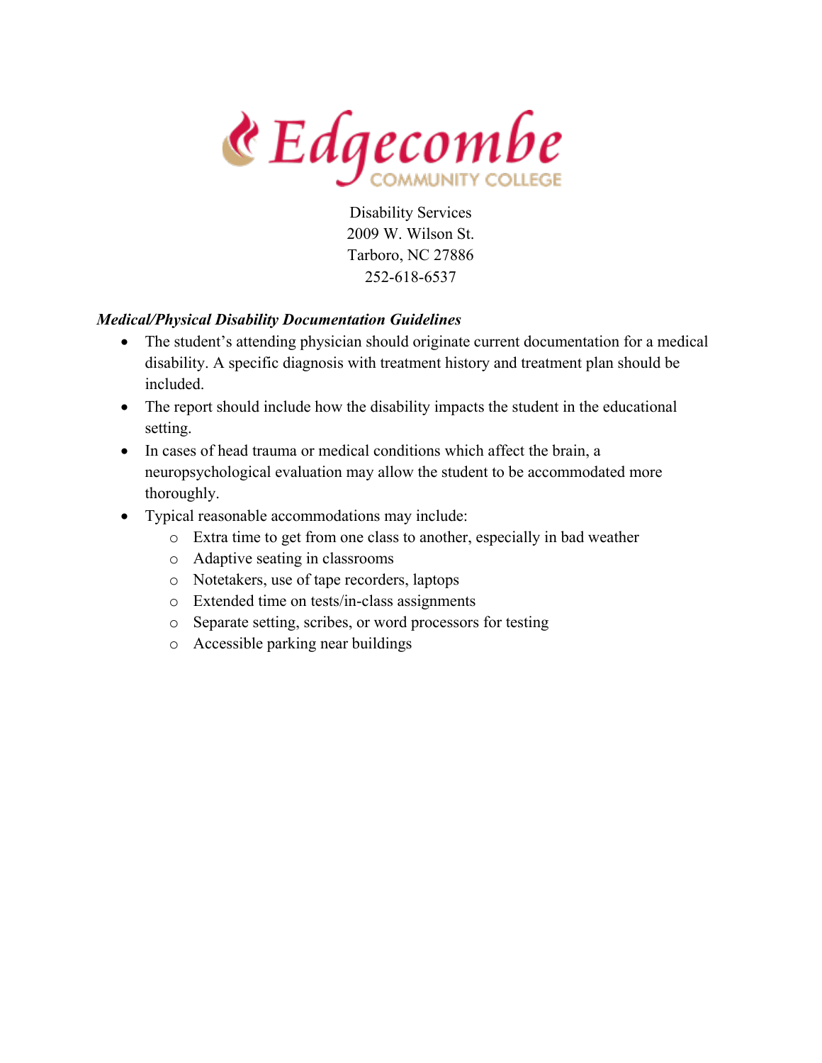Edgecombe COMMUNITY COLLEGE

Disability Services
2009 W. Wilson St.
Tarboro, NC 27886
252-618-6537

***Medical/Physical Disability Documentation Guidelines***

- The student's attending physician should originate current documentation for a medical disability. A specific diagnosis with treatment history and treatment plan should be included.
- The report should include how the disability impacts the student in the educational setting.
- In cases of head trauma or medical conditions which affect the brain, a neuropsychological evaluation may allow the student to be accommodated more thoroughly.
- Typical reasonable accommodations may include:
  - Extra time to get from one class to another, especially in bad weather
  - Adaptive seating in classrooms
  - Notetakers, use of tape recorders, laptops
  - Extended time on tests/in-class assignments
  - Separate setting, scribes, or word processors for testing
  - Accessible parking near buildings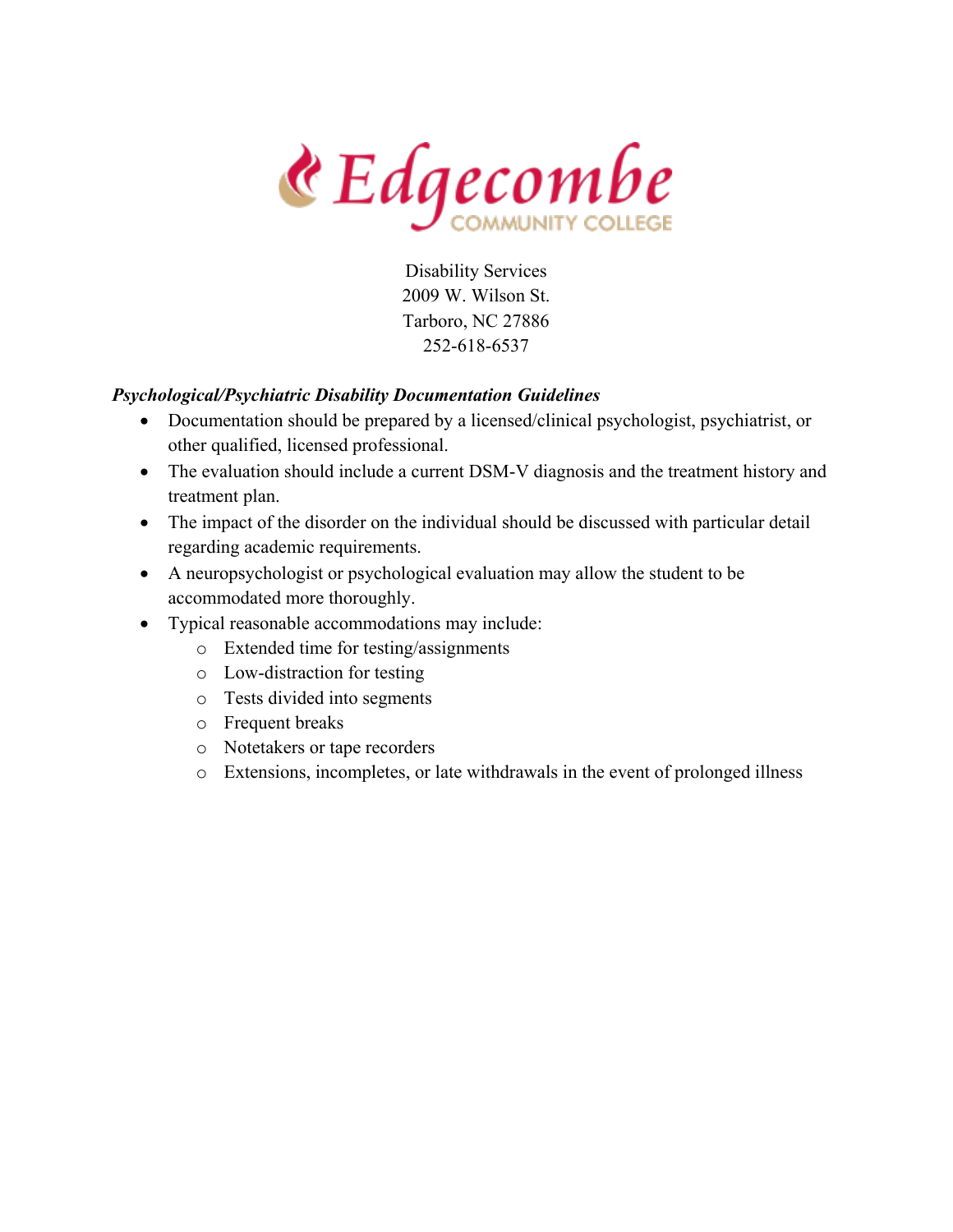Edgecombe COMMUNITY COLLEGE

Disability Services
2009 W. Wilson St.
Tarboro, NC 27886
252-618-6537

***Psychological/Psychiatric Disability Documentation Guidelines***

- Documentation should be prepared by a licensed/clinical psychologist, psychiatrist, or other qualified, licensed professional.
- The evaluation should include a current DSM-V diagnosis and the treatment history and treatment plan.
- The impact of the disorder on the individual should be discussed with particular detail regarding academic requirements.
- A neuropsychologist or psychological evaluation may allow the student to be accommodated more thoroughly.
- Typical reasonable accommodations may include:
  - Extended time for testing/assignments
  - Low-distraction for testing
  - Tests divided into segments
  - Frequent breaks
  - Notetakers or tape recorders
  - Extensions, incompletes, or late withdrawals in the event of prolonged illness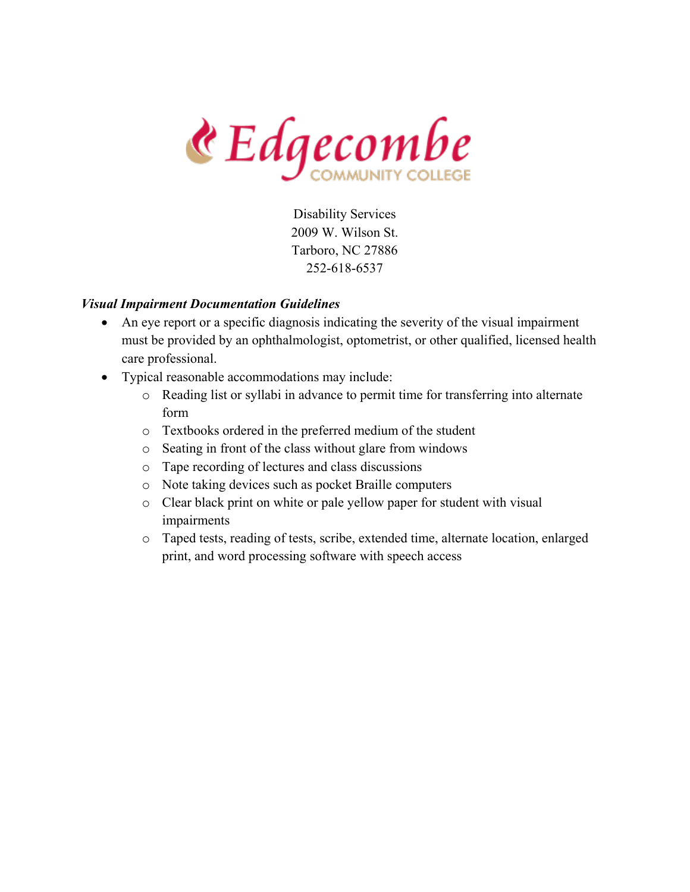Edgecombe COMMUNITY COLLEGE

Disability Services
2009 W. Wilson St.
Tarboro, NC 27886
252-618-6537

***Visual Impairment Documentation Guidelines***

- An eye report or a specific diagnosis indicating the severity of the visual impairment must be provided by an ophthalmologist, optometrist, or other qualified, licensed health care professional.
- Typical reasonable accommodations may include:
  - Reading list or syllabi in advance to permit time for transferring into alternate form
  - Textbooks ordered in the preferred medium of the student
  - Seating in front of the class without glare from windows
  - Tape recording of lectures and class discussions
  - Note taking devices such as pocket Braille computers
  - Clear black print on white or pale yellow paper for student with visual impairments
  - Taped tests, reading of tests, scribe, extended time, alternate location, enlarged print, and word processing software with speech access